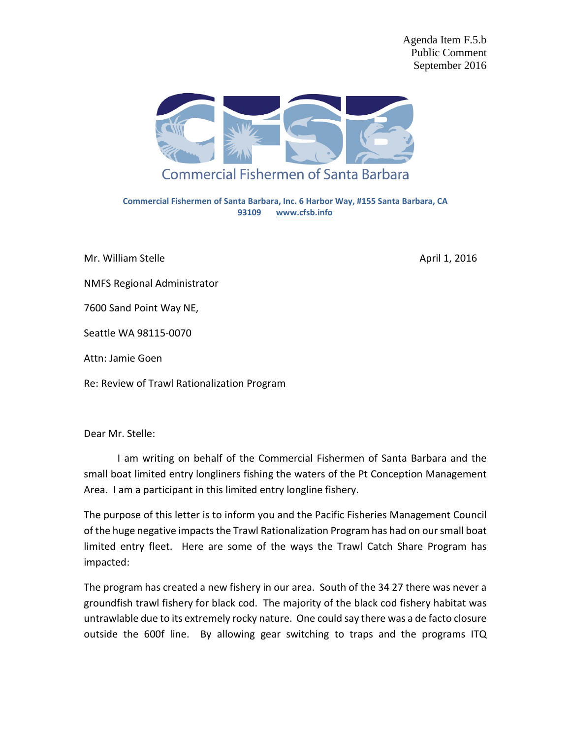Agenda Item F.5.b
Public Comment
September 2016

Commercial Fishermen of Santa Barbara

**Commercial Fishermen of Santa Barbara, Inc. 6 Harbor Way, #155 Santa Barbara, CA 93109 www.cfsb.info**

Mr. William Stelle

April 1, 2016

NMFS Regional Administrator

7600 Sand Point Way NE,

Seattle WA 98115-0070

Attn: Jamie Goen

Re: Review of Trawl Rationalization Program

Dear Mr. Stelle:

I am writing on behalf of the Commercial Fishermen of Santa Barbara and the small boat limited entry longliners fishing the waters of the Pt Conception Management Area. I am a participant in this limited entry longline fishery.

The purpose of this letter is to inform you and the Pacific Fisheries Management Council of the huge negative impacts the Trawl Rationalization Program has had on our small boat limited entry fleet. Here are some of the ways the Trawl Catch Share Program has impacted:

The program has created a new fishery in our area. South of the 34 27 there was never a groundfish trawl fishery for black cod. The majority of the black cod fishery habitat was untrawlable due to its extremely rocky nature. One could say there was a de facto closure outside the 600f line. By allowing gear switching to traps and the programs ITQ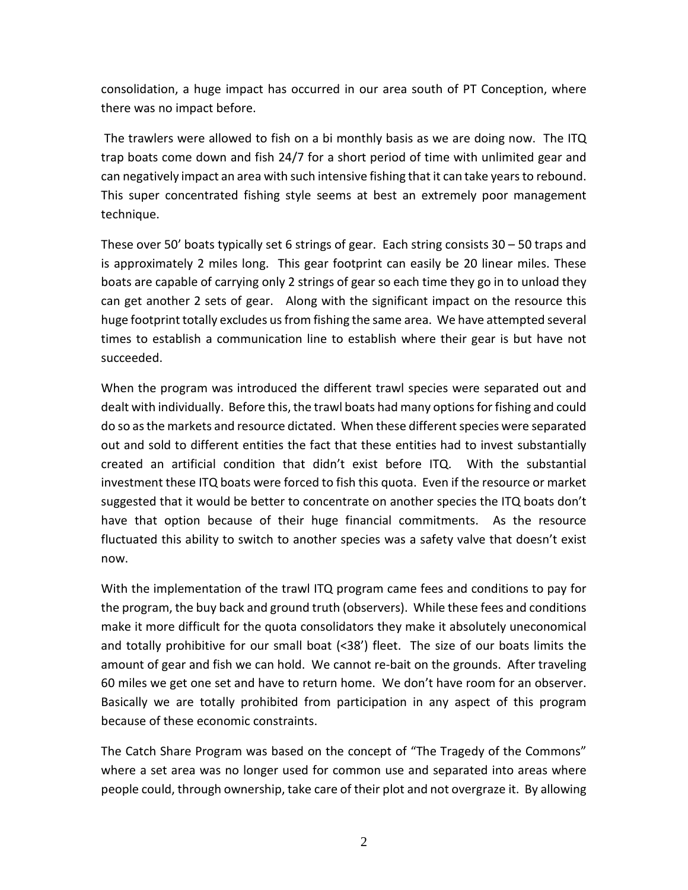consolidation, a huge impact has occurred in our area south of PT Conception, where there was no impact before.

The trawlers were allowed to fish on a bi monthly basis as we are doing now. The ITQ trap boats come down and fish 24/7 for a short period of time with unlimited gear and can negatively impact an area with such intensive fishing that it can take years to rebound. This super concentrated fishing style seems at best an extremely poor management technique.

These over 50' boats typically set 6 strings of gear. Each string consists 30 – 50 traps and is approximately 2 miles long. This gear footprint can easily be 20 linear miles. These boats are capable of carrying only 2 strings of gear so each time they go in to unload they can get another 2 sets of gear. Along with the significant impact on the resource this huge footprint totally excludes us from fishing the same area. We have attempted several times to establish a communication line to establish where their gear is but have not succeeded.

When the program was introduced the different trawl species were separated out and dealt with individually. Before this, the trawl boats had many options for fishing and could do so as the markets and resource dictated. When these different species were separated out and sold to different entities the fact that these entities had to invest substantially created an artificial condition that didn't exist before ITQ. With the substantial investment these ITQ boats were forced to fish this quota. Even if the resource or market suggested that it would be better to concentrate on another species the ITQ boats don't have that option because of their huge financial commitments. As the resource fluctuated this ability to switch to another species was a safety valve that doesn't exist now.

With the implementation of the trawl ITQ program came fees and conditions to pay for the program, the buy back and ground truth (observers). While these fees and conditions make it more difficult for the quota consolidators they make it absolutely uneconomical and totally prohibitive for our small boat (<38') fleet. The size of our boats limits the amount of gear and fish we can hold. We cannot re-bait on the grounds. After traveling 60 miles we get one set and have to return home. We don't have room for an observer. Basically we are totally prohibited from participation in any aspect of this program because of these economic constraints.

The Catch Share Program was based on the concept of "The Tragedy of the Commons" where a set area was no longer used for common use and separated into areas where people could, through ownership, take care of their plot and not overgraze it. By allowing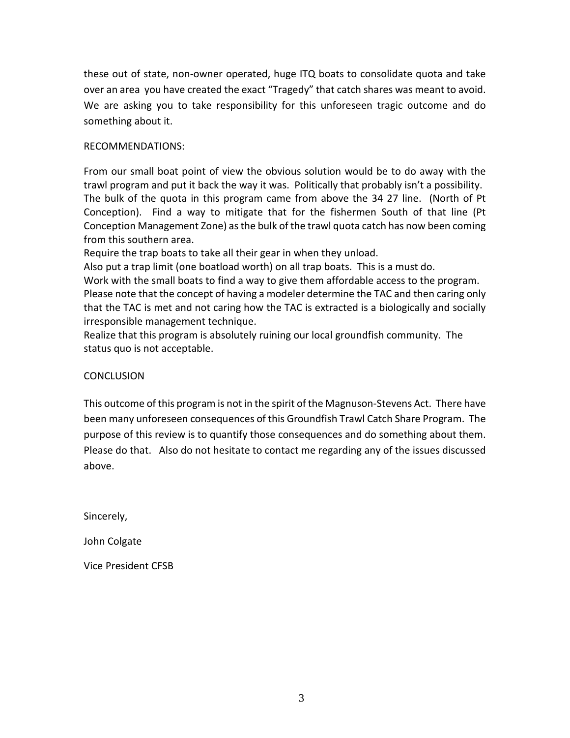these out of state, non-owner operated, huge ITQ boats to consolidate quota and take over an area you have created the exact "Tragedy" that catch shares was meant to avoid. We are asking you to take responsibility for this unforeseen tragic outcome and do something about it.

RECOMMENDATIONS:

From our small boat point of view the obvious solution would be to do away with the trawl program and put it back the way it was. Politically that probably isn't a possibility.
The bulk of the quota in this program came from above the 34 27 line. (North of Pt Conception). Find a way to mitigate that for the fishermen South of that line (Pt Conception Management Zone) as the bulk of the trawl quota catch has now been coming from this southern area.
Require the trap boats to take all their gear in when they unload.
Also put a trap limit (one boatload worth) on all trap boats. This is a must do.
Work with the small boats to find a way to give them affordable access to the program.
Please note that the concept of having a modeler determine the TAC and then caring only that the TAC is met and not caring how the TAC is extracted is a biologically and socially irresponsible management technique.
Realize that this program is absolutely ruining our local groundfish community. The status quo is not acceptable.

CONCLUSION

This outcome of this program is not in the spirit of the Magnuson-Stevens Act. There have been many unforeseen consequences of this Groundfish Trawl Catch Share Program. The purpose of this review is to quantify those consequences and do something about them. Please do that. Also do not hesitate to contact me regarding any of the issues discussed above.

Sincerely,

John Colgate

Vice President CFSB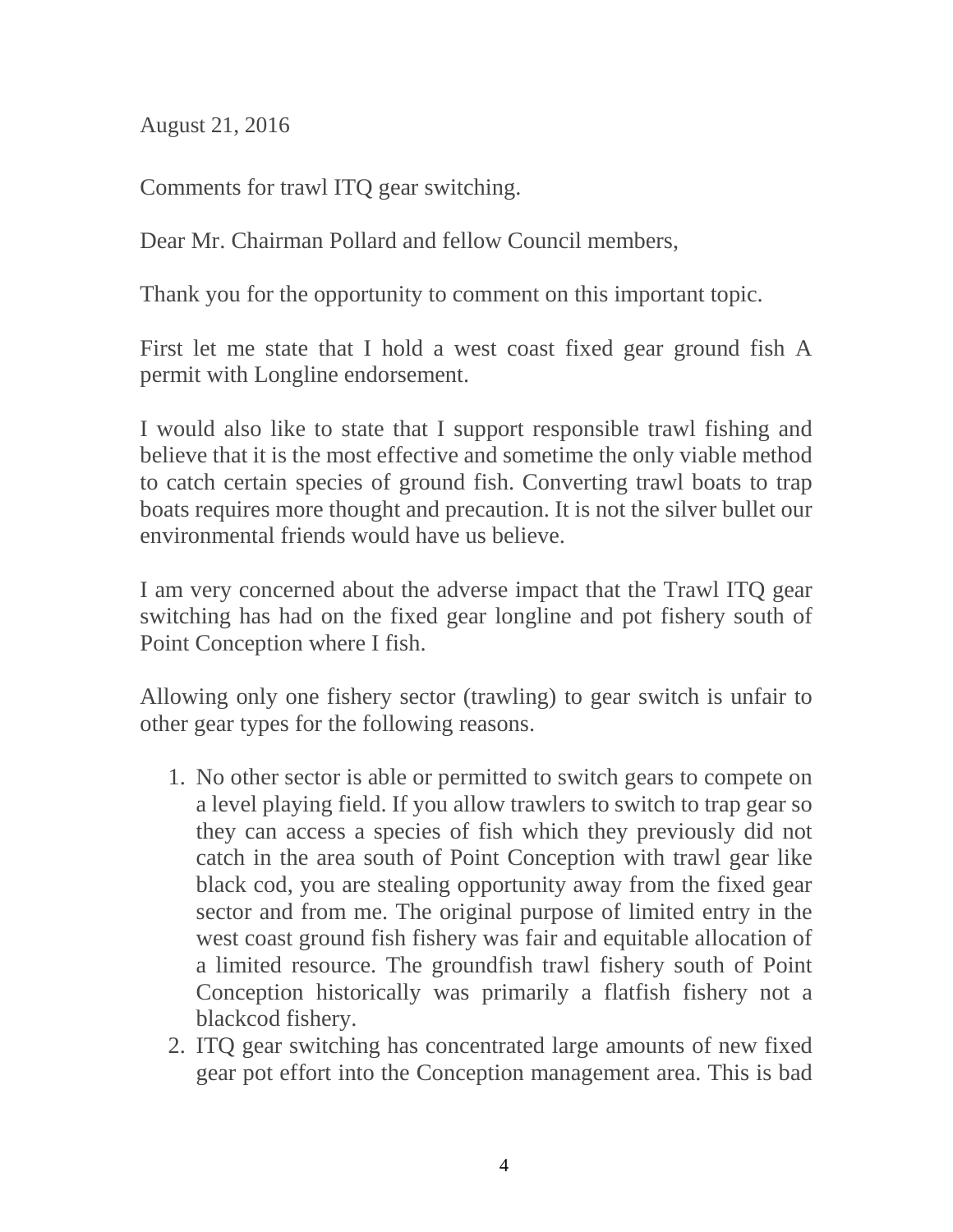August 21, 2016

Comments for trawl ITQ gear switching.

Dear Mr. Chairman Pollard and fellow Council members,

Thank you for the opportunity to comment on this important topic.

First let me state that I hold a west coast fixed gear ground fish A permit with Longline endorsement.

I would also like to state that I support responsible trawl fishing and believe that it is the most effective and sometime the only viable method to catch certain species of ground fish. Converting trawl boats to trap boats requires more thought and precaution. It is not the silver bullet our environmental friends would have us believe.

I am very concerned about the adverse impact that the Trawl ITQ gear switching has had on the fixed gear longline and pot fishery south of Point Conception where I fish.

Allowing only one fishery sector (trawling) to gear switch is unfair to other gear types for the following reasons.

1. No other sector is able or permitted to switch gears to compete on a level playing field. If you allow trawlers to switch to trap gear so they can access a species of fish which they previously did not catch in the area south of Point Conception with trawl gear like black cod, you are stealing opportunity away from the fixed gear sector and from me. The original purpose of limited entry in the west coast ground fish fishery was fair and equitable allocation of a limited resource. The groundfish trawl fishery south of Point Conception historically was primarily a flatfish fishery not a blackcod fishery.
2. ITQ gear switching has concentrated large amounts of new fixed gear pot effort into the Conception management area. This is bad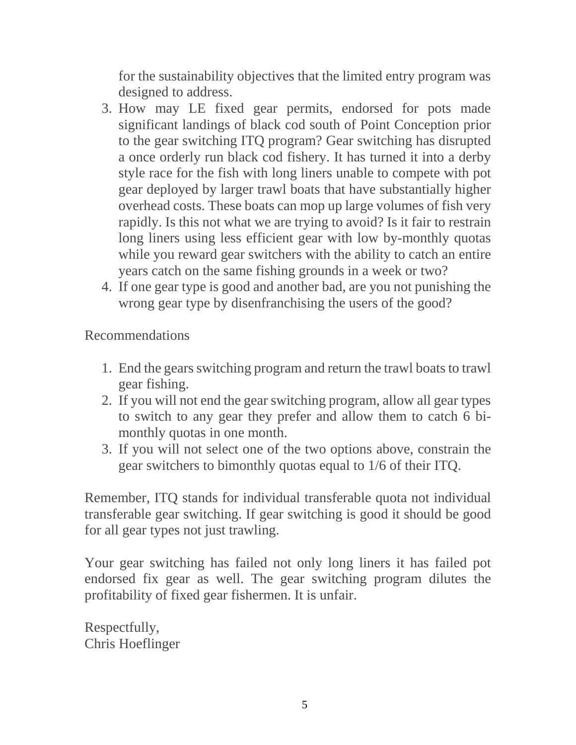for the sustainability objectives that the limited entry program was designed to address.

3. How may LE fixed gear permits, endorsed for pots made significant landings of black cod south of Point Conception prior to the gear switching ITQ program? Gear switching has disrupted a once orderly run black cod fishery. It has turned it into a derby style race for the fish with long liners unable to compete with pot gear deployed by larger trawl boats that have substantially higher overhead costs. These boats can mop up large volumes of fish very rapidly. Is this not what we are trying to avoid? Is it fair to restrain long liners using less efficient gear with low by-monthly quotas while you reward gear switchers with the ability to catch an entire years catch on the same fishing grounds in a week or two?
4. If one gear type is good and another bad, are you not punishing the wrong gear type by disenfranchising the users of the good?

Recommendations

1. End the gears switching program and return the trawl boats to trawl gear fishing.
2. If you will not end the gear switching program, allow all gear types to switch to any gear they prefer and allow them to catch 6 bi-monthly quotas in one month.
3. If you will not select one of the two options above, constrain the gear switchers to bimonthly quotas equal to 1/6 of their ITQ.

Remember, ITQ stands for individual transferable quota not individual transferable gear switching. If gear switching is good it should be good for all gear types not just trawling.

Your gear switching has failed not only long liners it has failed pot endorsed fix gear as well. The gear switching program dilutes the profitability of fixed gear fishermen. It is unfair.

Respectfully,
Chris Hoeflinger